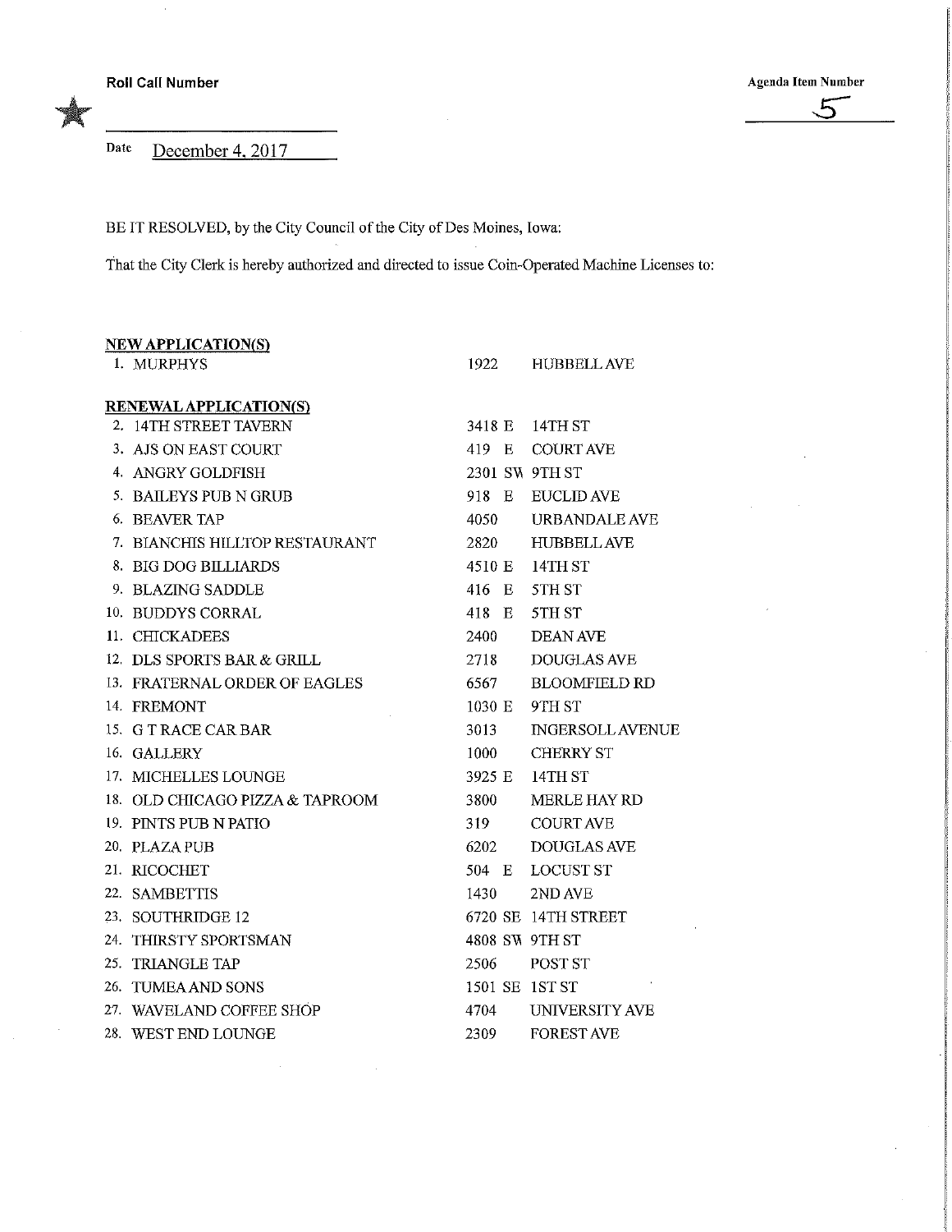Roll Call Number

Agenda Item Number

5

Date December 4, 2017

BE IT RESOLVED, by the City Council of the City of Des Moines, Iowa:

That the City Clerk is hereby authorized and directed to issue Coin-Operated Machine Licenses to:

**NEW APPLICATION(S)**

| | | | |
|---|---|---|---|
| 1. | MURPHYS | 1922 | HUBBELL AVE |

**RENEWAL APPLICATION(S)**

| | | | |
|---|---|---|---|
| 2. | 14TH STREET TAVERN | 3418 E | 14TH ST |
| 3. | AJS ON EAST COURT | 419 E | COURT AVE |
| 4. | ANGRY GOLDFISH | 2301 SW | 9TH ST |
| 5. | BAILEYS PUB N GRUB | 918 E | EUCLID AVE |
| 6. | BEAVER TAP | 4050 | URBANDALE AVE |
| 7. | BIANCHIS HILLTOP RESTAURANT | 2820 | HUBBELL AVE |
| 8. | BIG DOG BILLIARDS | 4510 E | 14TH ST |
| 9. | BLAZING SADDLE | 416 E | 5TH ST |
| 10. | BUDDYS CORRAL | 418 E | 5TH ST |
| 11. | CHICKADEES | 2400 | DEAN AVE |
| 12. | DLS SPORTS BAR & GRILL | 2718 | DOUGLAS AVE |
| 13. | FRATERNAL ORDER OF EAGLES | 6567 | BLOOMFIELD RD |
| 14. | FREMONT | 1030 E | 9TH ST |
| 15. | G T RACE CAR BAR | 3013 | INGERSOLL AVENUE |
| 16. | GALLERY | 1000 | CHERRY ST |
| 17. | MICHELLES LOUNGE | 3925 E | 14TH ST |
| 18. | OLD CHICAGO PIZZA & TAPROOM | 3800 | MERLE HAY RD |
| 19. | PINTS PUB N PATIO | 319 | COURT AVE |
| 20. | PLAZA PUB | 6202 | DOUGLAS AVE |
| 21. | RICOCHET | 504 E | LOCUST ST |
| 22. | SAMBETTIS | 1430 | 2ND AVE |
| 23. | SOUTHRIDGE 12 | 6720 SE | 14TH STREET |
| 24. | THIRSTY SPORTSMAN | 4808 SW | 9TH ST |
| 25. | TRIANGLE TAP | 2506 | POST ST |
| 26. | TUMEA AND SONS | 1501 SE | 1ST ST |
| 27. | WAVELAND COFFEE SHOP | 4704 | UNIVERSITY AVE |
| 28. | WEST END LOUNGE | 2309 | FOREST AVE |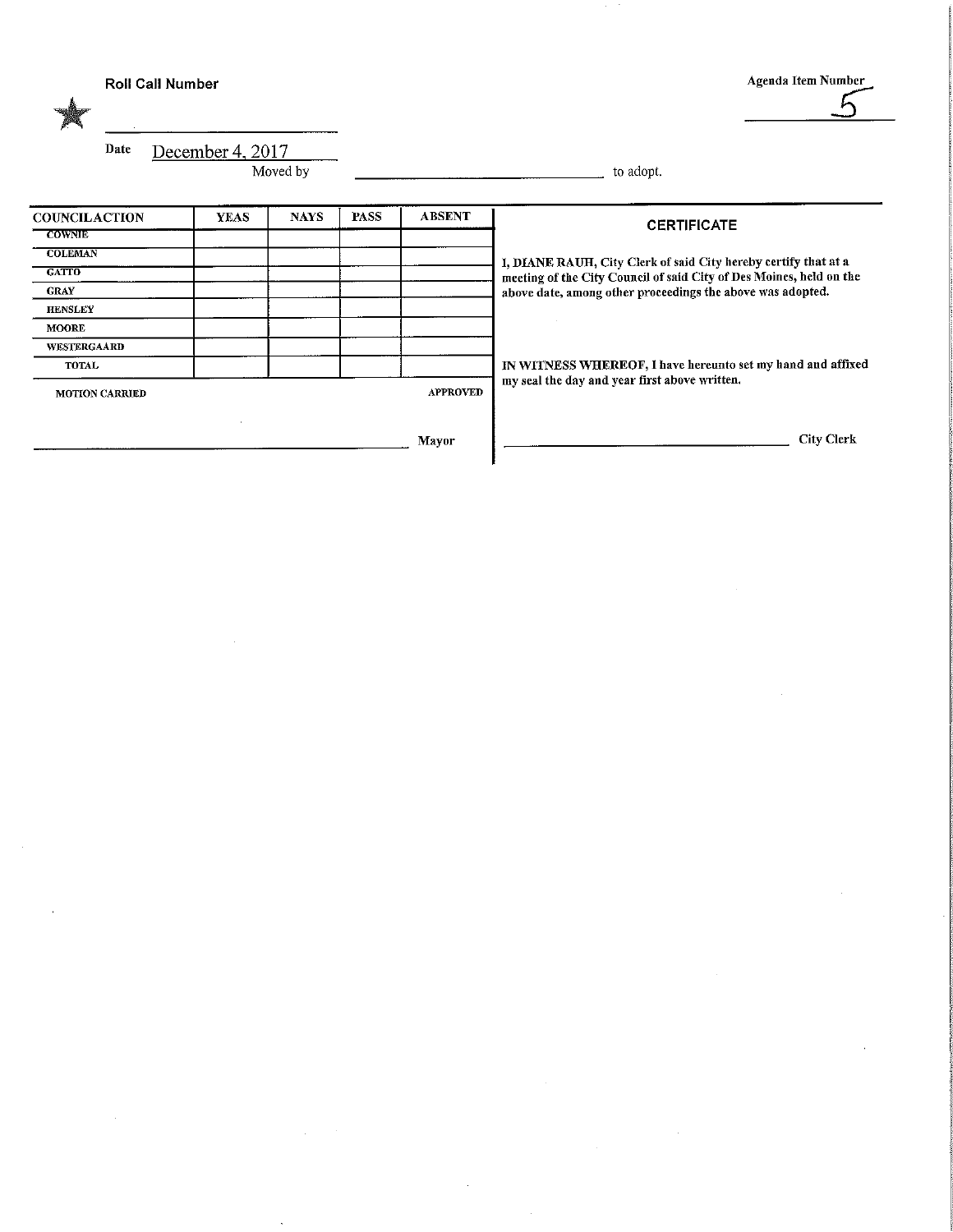★

Roll Call Number

Agenda Item Number

5

Date December 4, 2017

Moved by ______________________ to adopt.

| COUNCILACTION | YEAS | NAYS | PASS | ABSENT |
| --- | --- | --- | --- | --- |
| COWNIE | | | | |
| COLEMAN | | | | |
| GATTO | | | | |
| GRAY | | | | |
| HENSLEY | | | | |
| MOORE | | | | |
| WESTERGAARD | | | | |
| TOTAL | | | | |

MOTION CARRIED APPROVED

______________________________ Mayor

## CERTIFICATE

I, DIANE RAUH, City Clerk of said City hereby certify that at a meeting of the City Council of said City of Des Moines, held on the above date, among other proceedings the above was adopted.

IN WITNESS WHEREOF, I have hereunto set my hand and affixed my seal the day and year first above written.

______________________________ City Clerk